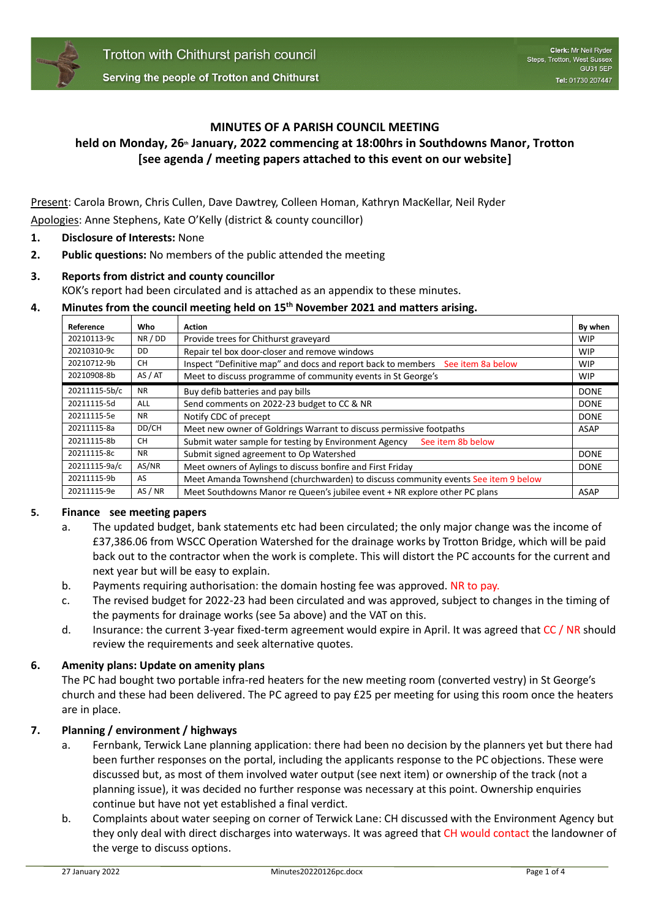Trotton with Chithurst parish council

Serving the people of Trotton and Chithurst

**Clerk:** Mr Neil Ryder
Steps, Trotton, West Sussex
GU31 5EP
**Tel:** 01730 207447

# MINUTES OF A PARISH COUNCIL MEETING
## held on Monday, 26th January, 2022 commencing at 18:00hrs in Southdowns Manor, Trotton
## [see agenda / meeting papers attached to this event on our website]

Present: Carola Brown, Chris Cullen, Dave Dawtrey, Colleen Homan, Kathryn MacKellar, Neil Ryder

Apologies: Anne Stephens, Kate O'Kelly (district & county councillor)

1. **Disclosure of Interests:** None
2. **Public questions:** No members of the public attended the meeting
3. **Reports from district and county councillor**
   KOK's report had been circulated and is attached as an appendix to these minutes.
4. **Minutes from the council meeting held on 15th November 2021 and matters arising.**

| Reference | Who | Action | By when |
|---|---|---|---|
| 20210113-9c | NR / DD | Provide trees for Chithurst graveyard | WIP |
| 20210310-9c | DD | Repair tel box door-closer and remove windows | WIP |
| 20210712-9b | CH | Inspect "Definitive map" and docs and report back to members See item 8a below | WIP |
| 20210908-8b | AS / AT | Meet to discuss programme of community events in St George's | WIP |
| 20211115-5b/c | NR | Buy defib batteries and pay bills | DONE |
| 20211115-5d | ALL | Send comments on 2022-23 budget to CC & NR | DONE |
| 20211115-5e | NR | Notify CDC of precept | DONE |
| 20211115-8a | DD/CH | Meet new owner of Goldrings Warrant to discuss permissive footpaths | ASAP |
| 20211115-8b | CH | Submit water sample for testing by Environment Agency See item 8b below | |
| 20211115-8c | NR | Submit signed agreement to Op Watershed | DONE |
| 20211115-9a/c | AS/NR | Meet owners of Aylings to discuss bonfire and First Friday | DONE |
| 20211115-9b | AS | Meet Amanda Townshend (churchwarden) to discuss community events See item 9 below | |
| 20211115-9e | AS / NR | Meet Southdowns Manor re Queen's jubilee event + NR explore other PC plans | ASAP |

5. **Finance see meeting papers**
   a. The updated budget, bank statements etc had been circulated; the only major change was the income of £37,386.06 from WSCC Operation Watershed for the drainage works by Trotton Bridge, which will be paid back out to the contractor when the work is complete. This will distort the PC accounts for the current and next year but will be easy to explain.
   b. Payments requiring authorisation: the domain hosting fee was approved. NR to pay.
   c. The revised budget for 2022-23 had been circulated and was approved, subject to changes in the timing of the payments for drainage works (see 5a above) and the VAT on this.
   d. Insurance: the current 3-year fixed-term agreement would expire in April. It was agreed that CC / NR should review the requirements and seek alternative quotes.

6. **Amenity plans: Update on amenity plans**
   The PC had bought two portable infra-red heaters for the new meeting room (converted vestry) in St George's church and these had been delivered. The PC agreed to pay £25 per meeting for using this room once the heaters are in place.

7. **Planning / environment / highways**
   a. Fernbank, Terwick Lane planning application: there had been no decision by the planners yet but there had been further responses on the portal, including the applicants response to the PC objections. These were discussed but, as most of them involved water output (see next item) or ownership of the track (not a planning issue), it was decided no further response was necessary at this point. Ownership enquiries continue but have not yet established a final verdict.
   b. Complaints about water seeping on corner of Terwick Lane: CH discussed with the Environment Agency but they only deal with direct discharges into waterways. It was agreed that CH would contact the landowner of the verge to discuss options.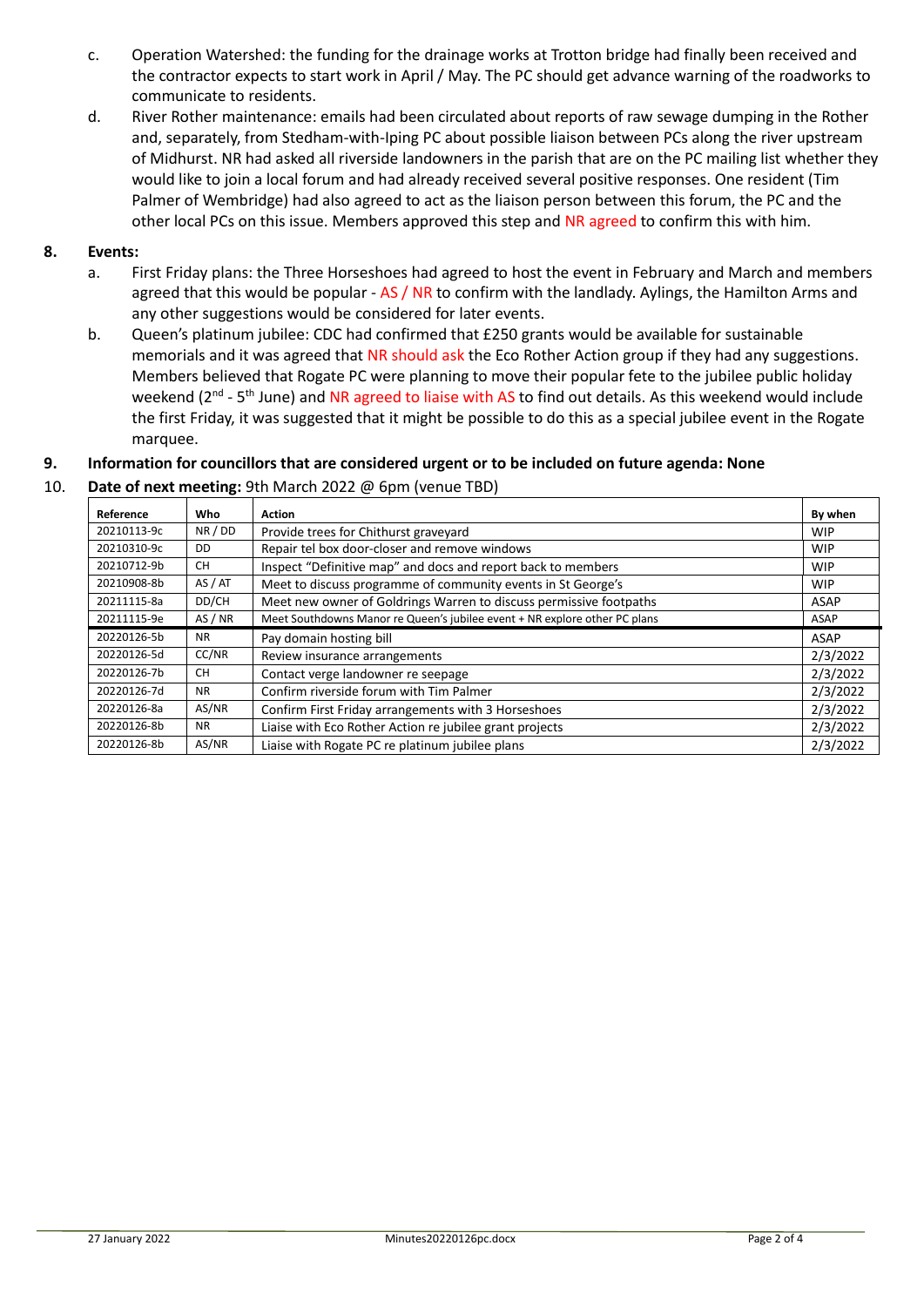c. Operation Watershed: the funding for the drainage works at Trotton bridge had finally been received and the contractor expects to start work in April / May. The PC should get advance warning of the roadworks to communicate to residents.

d. River Rother maintenance: emails had been circulated about reports of raw sewage dumping in the Rother and, separately, from Stedham-with-Iping PC about possible liaison between PCs along the river upstream of Midhurst. NR had asked all riverside landowners in the parish that are on the PC mailing list whether they would like to join a local forum and had already received several positive responses. One resident (Tim Palmer of Wembridge) had also agreed to act as the liaison person between this forum, the PC and the other local PCs on this issue. Members approved this step and NR agreed to confirm this with him.

**8. Events:**

a. First Friday plans: the Three Horseshoes had agreed to host the event in February and March and members agreed that this would be popular - AS / NR to confirm with the landlady. Aylings, the Hamilton Arms and any other suggestions would be considered for later events.

b. Queen's platinum jubilee: CDC had confirmed that £250 grants would be available for sustainable memorials and it was agreed that NR should ask the Eco Rother Action group if they had any suggestions. Members believed that Rogate PC were planning to move their popular fete to the jubilee public holiday weekend (2nd - 5th June) and NR agreed to liaise with AS to find out details. As this weekend would include the first Friday, it was suggested that it might be possible to do this as a special jubilee event in the Rogate marquee.

**9. Information for councillors that are considered urgent or to be included on future agenda: None**

10. **Date of next meeting:** 9th March 2022 @ 6pm (venue TBD)

| Reference | Who | Action | By when |
|---|---|---|---|
| 20210113-9c | NR / DD | Provide trees for Chithurst graveyard | WIP |
| 20210310-9c | DD | Repair tel box door-closer and remove windows | WIP |
| 20210712-9b | CH | Inspect "Definitive map" and docs and report back to members | WIP |
| 20210908-8b | AS / AT | Meet to discuss programme of community events in St George's | WIP |
| 20211115-8a | DD/CH | Meet new owner of Goldrings Warren to discuss permissive footpaths | ASAP |
| 20211115-9e | AS / NR | Meet Southdowns Manor re Queen's jubilee event + NR explore other PC plans | ASAP |
| 20220126-5b | NR | Pay domain hosting bill | ASAP |
| 20220126-5d | CC/NR | Review insurance arrangements | 2/3/2022 |
| 20220126-7b | CH | Contact verge landowner re seepage | 2/3/2022 |
| 20220126-7d | NR | Confirm riverside forum with Tim Palmer | 2/3/2022 |
| 20220126-8a | AS/NR | Confirm First Friday arrangements with 3 Horseshoes | 2/3/2022 |
| 20220126-8b | NR | Liaise with Eco Rother Action re jubilee grant projects | 2/3/2022 |
| 20220126-8b | AS/NR | Liaise with Rogate PC re platinum jubilee plans | 2/3/2022 |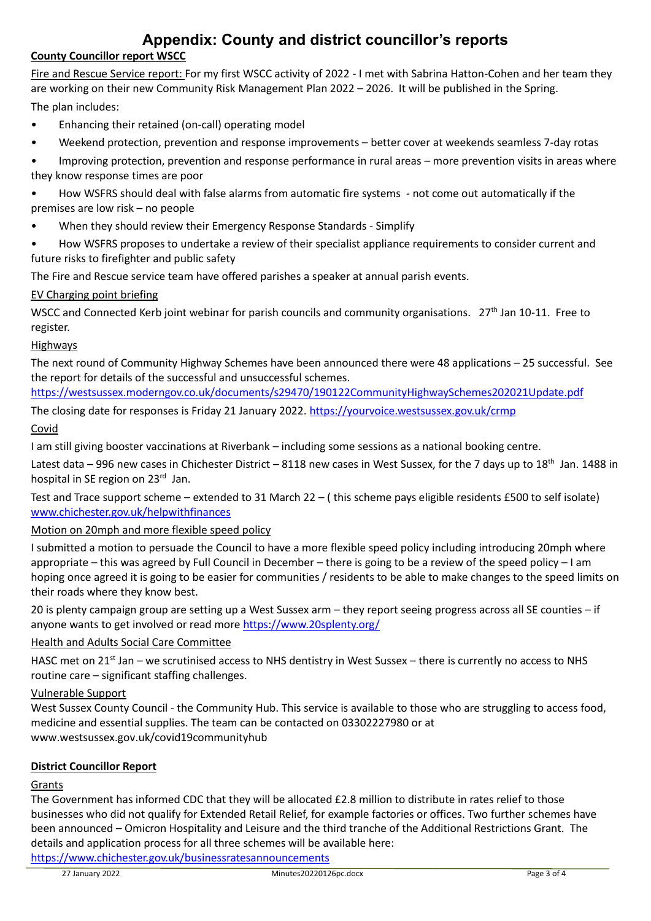# Appendix: County and district councillor's reports

**County Councillor report WSCC**

Fire and Rescue Service report: For my first WSCC activity of 2022 - I met with Sabrina Hatton-Cohen and her team they are working on their new Community Risk Management Plan 2022 – 2026. It will be published in the Spring.

The plan includes:

- Enhancing their retained (on-call) operating model
- Weekend protection, prevention and response improvements – better cover at weekends seamless 7-day rotas
- Improving protection, prevention and response performance in rural areas – more prevention visits in areas where they know response times are poor
- How WSFRS should deal with false alarms from automatic fire systems - not come out automatically if the premises are low risk – no people
- When they should review their Emergency Response Standards - Simplify
- How WSFRS proposes to undertake a review of their specialist appliance requirements to consider current and future risks to firefighter and public safety

The Fire and Rescue service team have offered parishes a speaker at annual parish events.

EV Charging point briefing

WSCC and Connected Kerb joint webinar for parish councils and community organisations. 27th Jan 10-11. Free to register.

Highways

The next round of Community Highway Schemes have been announced there were 48 applications – 25 successful. See the report for details of the successful and unsuccessful schemes.
https://westsussex.moderngov.co.uk/documents/s29470/190122CommunityHighwaySchemes202021Update.pdf

The closing date for responses is Friday 21 January 2022. https://yourvoice.westsussex.gov.uk/crmp

Covid

I am still giving booster vaccinations at Riverbank – including some sessions as a national booking centre.

Latest data – 996 new cases in Chichester District – 8118 new cases in West Sussex, for the 7 days up to 18th Jan. 1488 in hospital in SE region on 23rd Jan.

Test and Trace support scheme – extended to 31 March 22 – ( this scheme pays eligible residents £500 to self isolate) www.chichester.gov.uk/helpwithfinances

Motion on 20mph and more flexible speed policy

I submitted a motion to persuade the Council to have a more flexible speed policy including introducing 20mph where appropriate – this was agreed by Full Council in December – there is going to be a review of the speed policy – I am hoping once agreed it is going to be easier for communities / residents to be able to make changes to the speed limits on their roads where they know best.

20 is plenty campaign group are setting up a West Sussex arm – they report seeing progress across all SE counties – if anyone wants to get involved or read more https://www.20splenty.org/

Health and Adults Social Care Committee

HASC met on 21st Jan – we scrutinised access to NHS dentistry in West Sussex – there is currently no access to NHS routine care – significant staffing challenges.

Vulnerable Support

West Sussex County Council - the Community Hub. This service is available to those who are struggling to access food, medicine and essential supplies. The team can be contacted on 03302227980 or at www.westsussex.gov.uk/covid19communityhub

**District Councillor Report**

Grants

The Government has informed CDC that they will be allocated £2.8 million to distribute in rates relief to those businesses who did not qualify for Extended Retail Relief, for example factories or offices. Two further schemes have been announced – Omicron Hospitality and Leisure and the third tranche of the Additional Restrictions Grant. The details and application process for all three schemes will be available here:
https://www.chichester.gov.uk/businessratesannouncements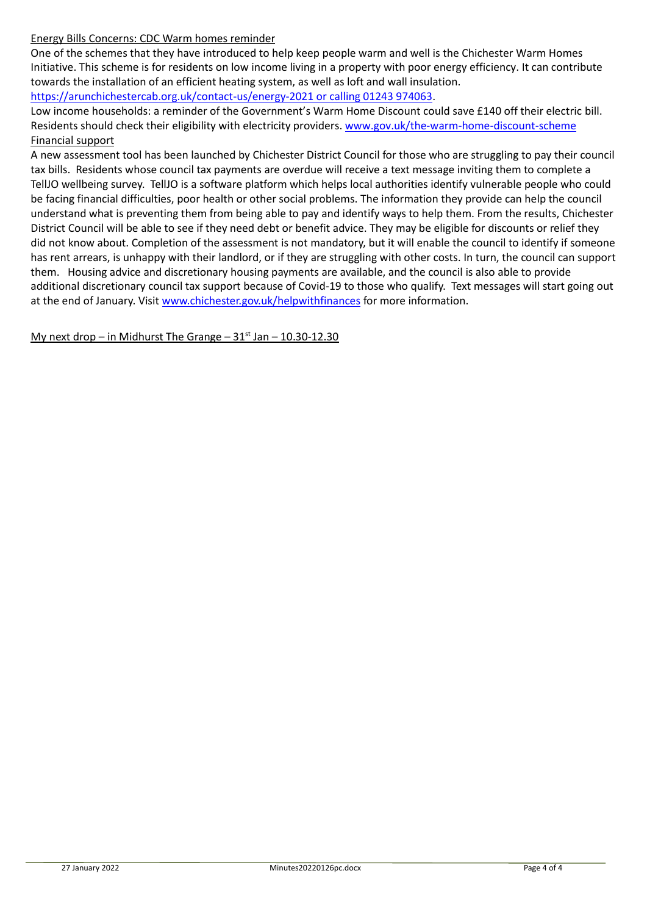Energy Bills Concerns: CDC Warm homes reminder

One of the schemes that they have introduced to help keep people warm and well is the Chichester Warm Homes Initiative. This scheme is for residents on low income living in a property with poor energy efficiency. It can contribute towards the installation of an efficient heating system, as well as loft and wall insulation. https://arunchichestercab.org.uk/contact-us/energy-2021 or calling 01243 974063.

Low income households: a reminder of the Government's Warm Home Discount could save £140 off their electric bill. Residents should check their eligibility with electricity providers. www.gov.uk/the-warm-home-discount-scheme

Financial support

A new assessment tool has been launched by Chichester District Council for those who are struggling to pay their council tax bills. Residents whose council tax payments are overdue will receive a text message inviting them to complete a TellJO wellbeing survey. TellJO is a software platform which helps local authorities identify vulnerable people who could be facing financial difficulties, poor health or other social problems. The information they provide can help the council understand what is preventing them from being able to pay and identify ways to help them. From the results, Chichester District Council will be able to see if they need debt or benefit advice. They may be eligible for discounts or relief they did not know about. Completion of the assessment is not mandatory, but it will enable the council to identify if someone has rent arrears, is unhappy with their landlord, or if they are struggling with other costs. In turn, the council can support them. Housing advice and discretionary housing payments are available, and the council is also able to provide additional discretionary council tax support because of Covid-19 to those who qualify. Text messages will start going out at the end of January. Visit www.chichester.gov.uk/helpwithfinances for more information.

My next drop – in Midhurst The Grange – 31st Jan – 10.30-12.30